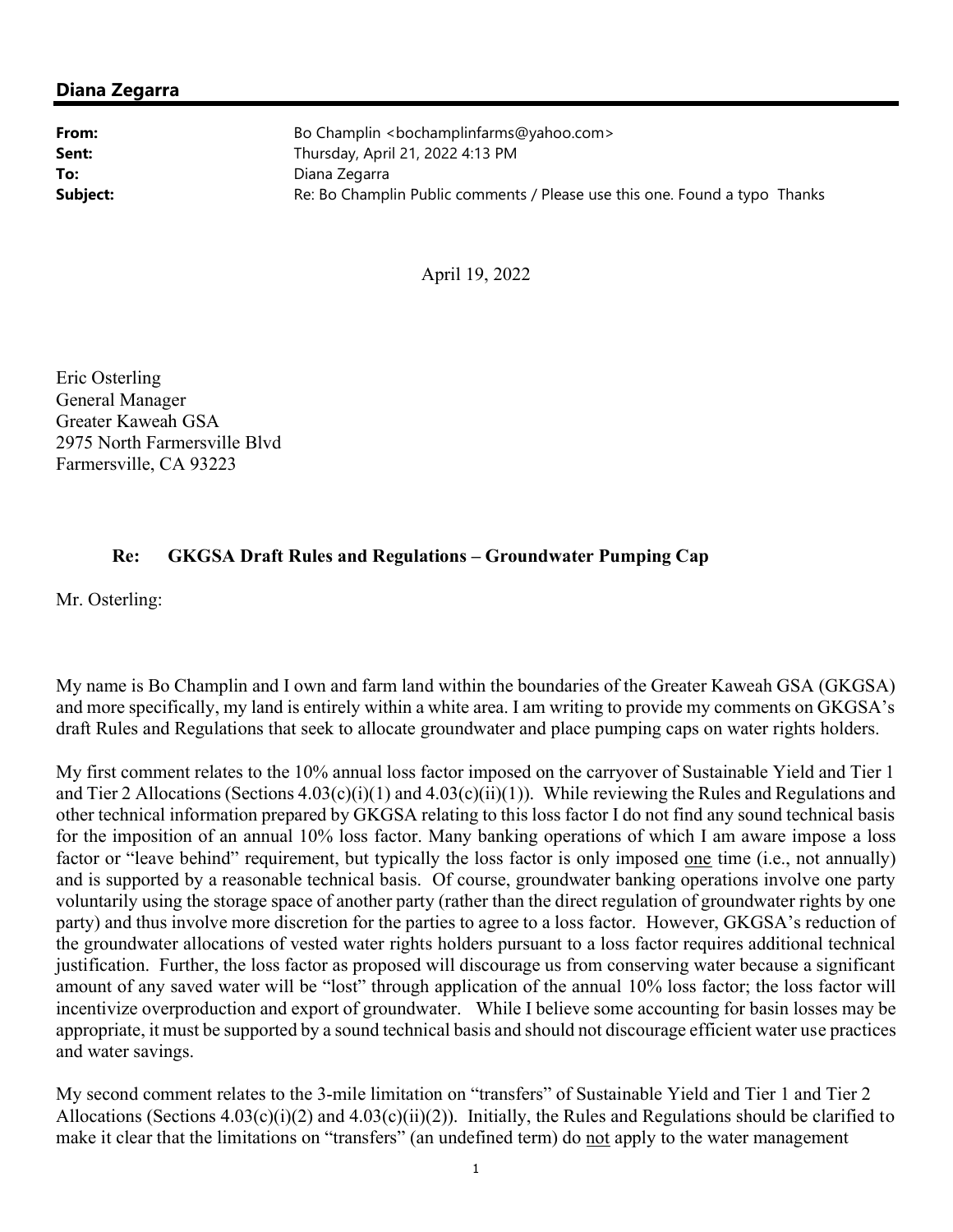**Diana Zegarra**

**From:** Bo Champlin <bochamplinfarms@yahoo.com>
**Sent:** Thursday, April 21, 2022 4:13 PM
**To:** Diana Zegarra
**Subject:** Re: Bo Champlin Public comments / Please use this one. Found a typo Thanks

April 19, 2022

Eric Osterling
General Manager
Greater Kaweah GSA
2975 North Farmersville Blvd
Farmersville, CA 93223

**Re: GKGSA Draft Rules and Regulations – Groundwater Pumping Cap**

Mr. Osterling:

My name is Bo Champlin and I own and farm land within the boundaries of the Greater Kaweah GSA (GKGSA) and more specifically, my land is entirely within a white area. I am writing to provide my comments on GKGSA's draft Rules and Regulations that seek to allocate groundwater and place pumping caps on water rights holders.

My first comment relates to the 10% annual loss factor imposed on the carryover of Sustainable Yield and Tier 1 and Tier 2 Allocations (Sections 4.03(c)(i)(1) and 4.03(c)(ii)(1)). While reviewing the Rules and Regulations and other technical information prepared by GKGSA relating to this loss factor I do not find any sound technical basis for the imposition of an annual 10% loss factor. Many banking operations of which I am aware impose a loss factor or "leave behind" requirement, but typically the loss factor is only imposed <u>one</u> time (i.e., not annually) and is supported by a reasonable technical basis. Of course, groundwater banking operations involve one party voluntarily using the storage space of another party (rather than the direct regulation of groundwater rights by one party) and thus involve more discretion for the parties to agree to a loss factor. However, GKGSA's reduction of the groundwater allocations of vested water rights holders pursuant to a loss factor requires additional technical justification. Further, the loss factor as proposed will discourage us from conserving water because a significant amount of any saved water will be "lost" through application of the annual 10% loss factor; the loss factor will incentivize overproduction and export of groundwater. While I believe some accounting for basin losses may be appropriate, it must be supported by a sound technical basis and should not discourage efficient water use practices and water savings.

My second comment relates to the 3-mile limitation on "transfers" of Sustainable Yield and Tier 1 and Tier 2 Allocations (Sections 4.03(c)(i)(2) and 4.03(c)(ii)(2)). Initially, the Rules and Regulations should be clarified to make it clear that the limitations on "transfers" (an undefined term) do <u>not</u> apply to the water management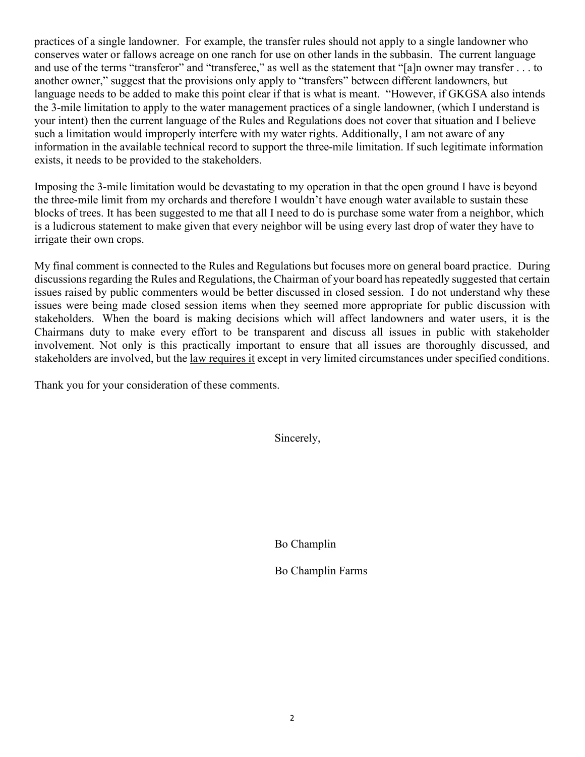practices of a single landowner. For example, the transfer rules should not apply to a single landowner who conserves water or fallows acreage on one ranch for use on other lands in the subbasin. The current language and use of the terms "transferor" and "transferee," as well as the statement that "[a]n owner may transfer . . . to another owner," suggest that the provisions only apply to "transfers" between different landowners, but language needs to be added to make this point clear if that is what is meant. "However, if GKGSA also intends the 3-mile limitation to apply to the water management practices of a single landowner, (which I understand is your intent) then the current language of the Rules and Regulations does not cover that situation and I believe such a limitation would improperly interfere with my water rights. Additionally, I am not aware of any information in the available technical record to support the three-mile limitation. If such legitimate information exists, it needs to be provided to the stakeholders.

Imposing the 3-mile limitation would be devastating to my operation in that the open ground I have is beyond the three-mile limit from my orchards and therefore I wouldn't have enough water available to sustain these blocks of trees. It has been suggested to me that all I need to do is purchase some water from a neighbor, which is a ludicrous statement to make given that every neighbor will be using every last drop of water they have to irrigate their own crops.

My final comment is connected to the Rules and Regulations but focuses more on general board practice. During discussions regarding the Rules and Regulations, the Chairman of your board has repeatedly suggested that certain issues raised by public commenters would be better discussed in closed session. I do not understand why these issues were being made closed session items when they seemed more appropriate for public discussion with stakeholders. When the board is making decisions which will affect landowners and water users, it is the Chairmans duty to make every effort to be transparent and discuss all issues in public with stakeholder involvement. Not only is this practically important to ensure that all issues are thoroughly discussed, and stakeholders are involved, but the law requires it except in very limited circumstances under specified conditions.

Thank you for your consideration of these comments.

Sincerely,

Bo Champlin

Bo Champlin Farms